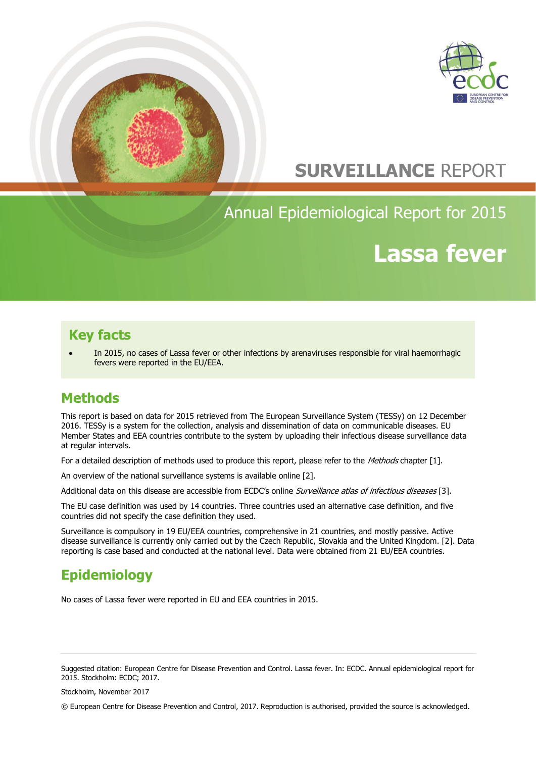# SURVEILLANCE REPORT

## Annual Epidemiological Report for 2015

# Lassa fever

## Key facts

- In 2015, no cases of Lassa fever or other infections by arenaviruses responsible for viral haemorrhagic fevers were reported in the EU/EEA.

## Methods

This report is based on data for 2015 retrieved from The European Surveillance System (TESSy) on 12 December 2016. TESSy is a system for the collection, analysis and dissemination of data on communicable diseases. EU Member States and EEA countries contribute to the system by uploading their infectious disease surveillance data at regular intervals.

For a detailed description of methods used to produce this report, please refer to the *Methods* chapter [1].

An overview of the national surveillance systems is available online [2].

Additional data on this disease are accessible from ECDC's online *Surveillance atlas of infectious diseases* [3].

The EU case definition was used by 14 countries. Three countries used an alternative case definition, and five countries did not specify the case definition they used.

Surveillance is compulsory in 19 EU/EEA countries, comprehensive in 21 countries, and mostly passive. Active disease surveillance is currently only carried out by the Czech Republic, Slovakia and the United Kingdom. [2]. Data reporting is case based and conducted at the national level. Data were obtained from 21 EU/EEA countries.

## Epidemiology

No cases of Lassa fever were reported in EU and EEA countries in 2015.

---

Suggested citation: European Centre for Disease Prevention and Control. Lassa fever. In: ECDC. Annual epidemiological report for 2015. Stockholm: ECDC; 2017.

Stockholm, November 2017

© European Centre for Disease Prevention and Control, 2017. Reproduction is authorised, provided the source is acknowledged.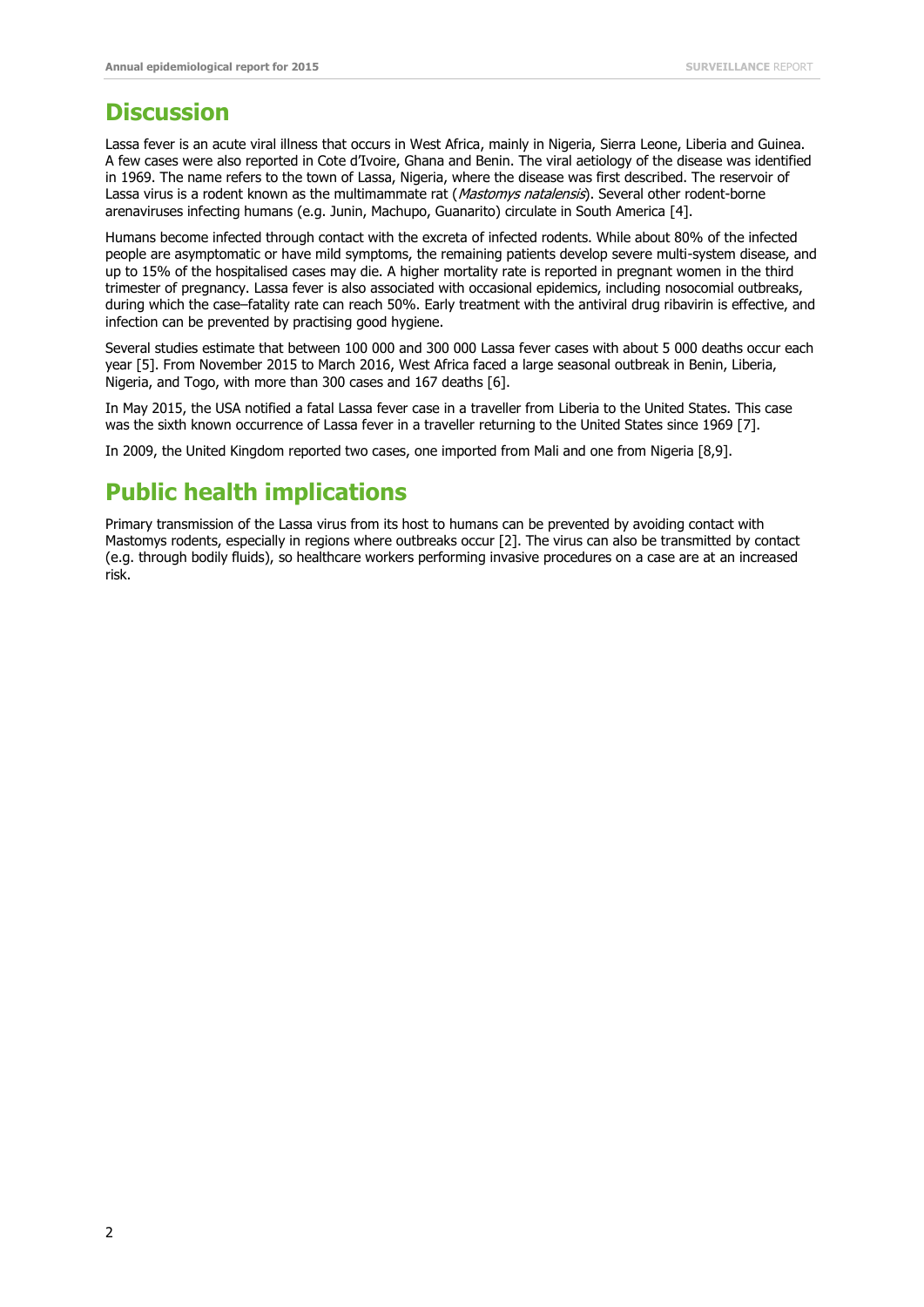## Discussion

Lassa fever is an acute viral illness that occurs in West Africa, mainly in Nigeria, Sierra Leone, Liberia and Guinea. A few cases were also reported in Cote d'Ivoire, Ghana and Benin. The viral aetiology of the disease was identified in 1969. The name refers to the town of Lassa, Nigeria, where the disease was first described. The reservoir of Lassa virus is a rodent known as the multimammate rat (*Mastomys natalensis*). Several other rodent-borne arenaviruses infecting humans (e.g. Junin, Machupo, Guanarito) circulate in South America [4].

Humans become infected through contact with the excreta of infected rodents. While about 80% of the infected people are asymptomatic or have mild symptoms, the remaining patients develop severe multi-system disease, and up to 15% of the hospitalised cases may die. A higher mortality rate is reported in pregnant women in the third trimester of pregnancy. Lassa fever is also associated with occasional epidemics, including nosocomial outbreaks, during which the case–fatality rate can reach 50%. Early treatment with the antiviral drug ribavirin is effective, and infection can be prevented by practising good hygiene.

Several studies estimate that between 100 000 and 300 000 Lassa fever cases with about 5 000 deaths occur each year [5]. From November 2015 to March 2016, West Africa faced a large seasonal outbreak in Benin, Liberia, Nigeria, and Togo, with more than 300 cases and 167 deaths [6].

In May 2015, the USA notified a fatal Lassa fever case in a traveller from Liberia to the United States. This case was the sixth known occurrence of Lassa fever in a traveller returning to the United States since 1969 [7].

In 2009, the United Kingdom reported two cases, one imported from Mali and one from Nigeria [8,9].

## Public health implications

Primary transmission of the Lassa virus from its host to humans can be prevented by avoiding contact with Mastomys rodents, especially in regions where outbreaks occur [2]. The virus can also be transmitted by contact (e.g. through bodily fluids), so healthcare workers performing invasive procedures on a case are at an increased risk.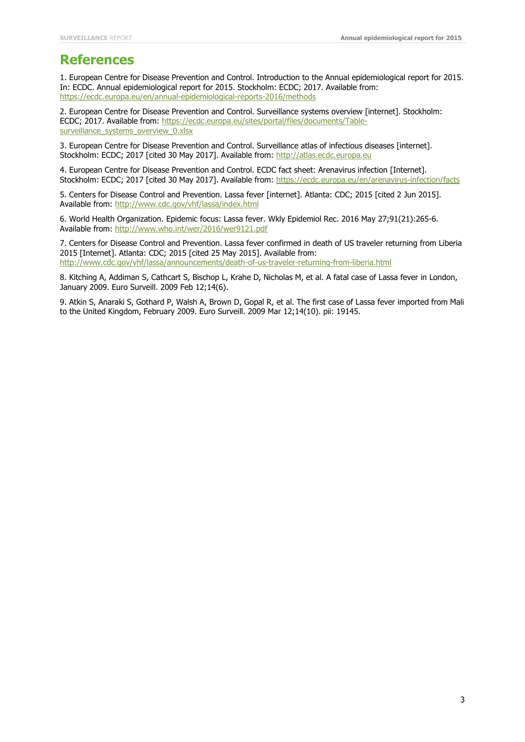# References

1. European Centre for Disease Prevention and Control. Introduction to the Annual epidemiological report for 2015. In: ECDC. Annual epidemiological report for 2015. Stockholm: ECDC; 2017. Available from: https://ecdc.europa.eu/en/annual-epidemiological-reports-2016/methods

2. European Centre for Disease Prevention and Control. Surveillance systems overview [internet]. Stockholm: ECDC; 2017. Available from: https://ecdc.europa.eu/sites/portal/files/documents/Table-surveillance_systems_overview_0.xlsx

3. European Centre for Disease Prevention and Control. Surveillance atlas of infectious diseases [internet]. Stockholm: ECDC; 2017 [cited 30 May 2017]. Available from: http://atlas.ecdc.europa.eu

4. European Centre for Disease Prevention and Control. ECDC fact sheet: Arenavirus infection [Internet]. Stockholm: ECDC; 2017 [cited 30 May 2017]. Available from: https://ecdc.europa.eu/en/arenavirus-infection/facts

5. Centers for Disease Control and Prevention. Lassa fever [internet]. Atlanta: CDC; 2015 [cited 2 Jun 2015]. Available from: http://www.cdc.gov/vhf/lassa/index.html

6. World Health Organization. Epidemic focus: Lassa fever. Wkly Epidemiol Rec. 2016 May 27;91(21):265-6. Available from: http://www.who.int/wer/2016/wer9121.pdf

7. Centers for Disease Control and Prevention. Lassa fever confirmed in death of US traveler returning from Liberia 2015 [Internet]. Atlanta: CDC; 2015 [cited 25 May 2015]. Available from: http://www.cdc.gov/vhf/lassa/announcements/death-of-us-traveler-returning-from-liberia.html

8. Kitching A, Addiman S, Cathcart S, Bischop L, Krahe D, Nicholas M, et al. A fatal case of Lassa fever in London, January 2009. Euro Surveill. 2009 Feb 12;14(6).

9. Atkin S, Anaraki S, Gothard P, Walsh A, Brown D, Gopal R, et al. The first case of Lassa fever imported from Mali to the United Kingdom, February 2009. Euro Surveill. 2009 Mar 12;14(10). pii: 19145.